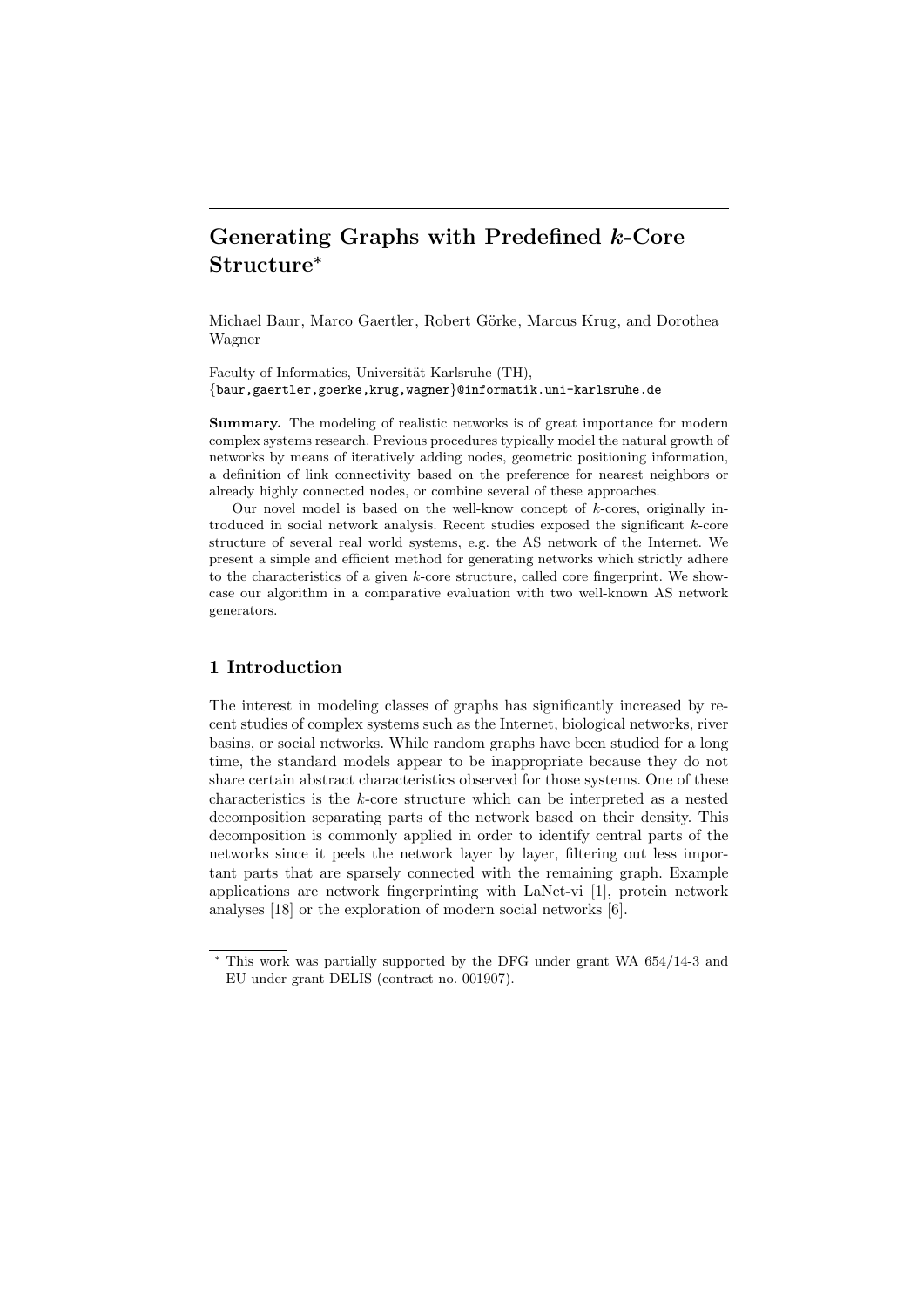# Generating Graphs with Predefined $k$-Core Structure*

Michael Baur, Marco Gaertler, Robert Görke, Marcus Krug, and Dorothea Wagner

Faculty of Informatics, Universität Karlsruhe (TH),
{baur,gaertler,goerke,krug,wagner}@informatik.uni-karlsruhe.de

**Summary.** The modeling of realistic networks is of great importance for modern complex systems research. Previous procedures typically model the natural growth of networks by means of iteratively adding nodes, geometric positioning information, a definition of link connectivity based on the preference for nearest neighbors or already highly connected nodes, or combine several of these approaches.

Our novel model is based on the well-know concept of $k$-cores, originally introduced in social network analysis. Recent studies exposed the significant $k$-core structure of several real world systems, e.g. the AS network of the Internet. We present a simple and efficient method for generating networks which strictly adhere to the characteristics of a given $k$-core structure, called core fingerprint. We showcase our algorithm in a comparative evaluation with two well-known AS network generators.

## 1 Introduction

The interest in modeling classes of graphs has significantly increased by recent studies of complex systems such as the Internet, biological networks, river basins, or social networks. While random graphs have been studied for a long time, the standard models appear to be inappropriate because they do not share certain abstract characteristics observed for those systems. One of these characteristics is the $k$-core structure which can be interpreted as a nested decomposition separating parts of the network based on their density. This decomposition is commonly applied in order to identify central parts of the networks since it peels the network layer by layer, filtering out less important parts that are sparsely connected with the remaining graph. Example applications are network fingerprinting with LaNet-vi [1], protein network analyses [18] or the exploration of modern social networks [6].

* This work was partially supported by the DFG under grant WA 654/14-3 and EU under grant DELIS (contract no. 001907).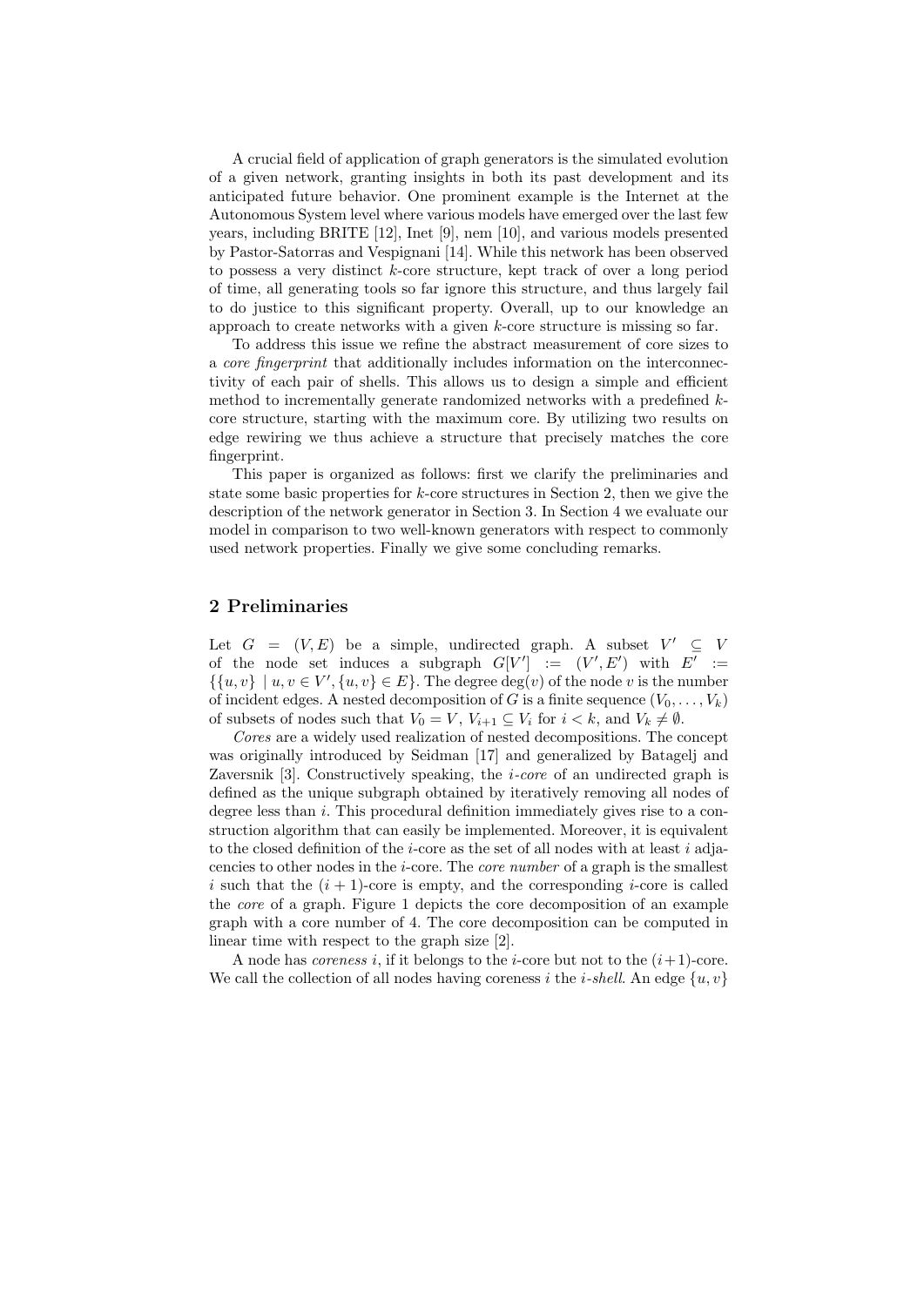A crucial field of application of graph generators is the simulated evolution of a given network, granting insights in both its past development and its anticipated future behavior. One prominent example is the Internet at the Autonomous System level where various models have emerged over the last few years, including BRITE [12], Inet [9], nem [10], and various models presented by Pastor-Satorras and Vespignani [14]. While this network has been observed to possess a very distinct $k$-core structure, kept track of over a long period of time, all generating tools so far ignore this structure, and thus largely fail to do justice to this significant property. Overall, up to our knowledge an approach to create networks with a given $k$-core structure is missing so far.

To address this issue we refine the abstract measurement of core sizes to a *core fingerprint* that additionally includes information on the interconnectivity of each pair of shells. This allows us to design a simple and efficient method to incrementally generate randomized networks with a predefined $k$-core structure, starting with the maximum core. By utilizing two results on edge rewiring we thus achieve a structure that precisely matches the core fingerprint.

This paper is organized as follows: first we clarify the preliminaries and state some basic properties for $k$-core structures in Section 2, then we give the description of the network generator in Section 3. In Section 4 we evaluate our model in comparison to two well-known generators with respect to commonly used network properties. Finally we give some concluding remarks.

## 2 Preliminaries

Let $G = (V, E)$ be a simple, undirected graph. A subset $V' \subseteq V$ of the node set induces a subgraph $G[V'] := (V', E')$ with $E' := \{\{u, v\} \mid u, v \in V', \{u, v\} \in E\}$. The degree $\deg(v)$ of the node $v$ is the number of incident edges. A nested decomposition of $G$ is a finite sequence $(V_0, \ldots, V_k)$ of subsets of nodes such that $V_0 = V$, $V_{i+1} \subseteq V_i$ for $i < k$, and $V_k \neq \emptyset$.

*Cores* are a widely used realization of nested decompositions. The concept was originally introduced by Seidman [17] and generalized by Batagelj and Zaversnik [3]. Constructively speaking, the $i$-*core* of an undirected graph is defined as the unique subgraph obtained by iteratively removing all nodes of degree less than $i$. This procedural definition immediately gives rise to a construction algorithm that can easily be implemented. Moreover, it is equivalent to the closed definition of the $i$-core as the set of all nodes with at least $i$ adjacencies to other nodes in the $i$-core. The *core number* of a graph is the smallest $i$ such that the $(i + 1)$-core is empty, and the corresponding $i$-core is called the *core* of a graph. Figure 1 depicts the core decomposition of an example graph with a core number of 4. The core decomposition can be computed in linear time with respect to the graph size [2].

A node has *coreness* $i$, if it belongs to the $i$-core but not to the $(i+1)$-core. We call the collection of all nodes having coreness $i$ the $i$-*shell*. An edge $\{u, v\}$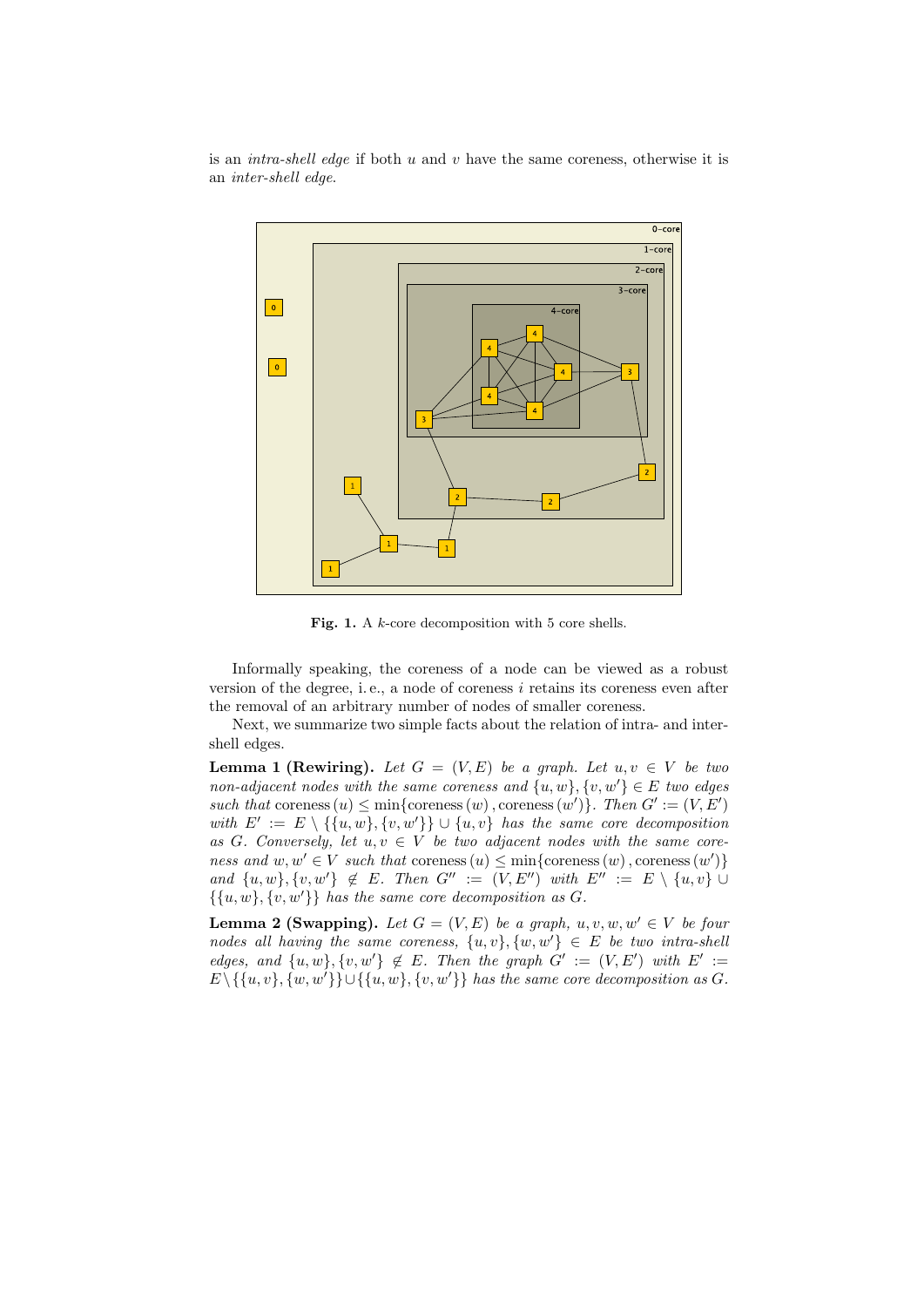is an *intra-shell edge* if both $u$ and $v$ have the same coreness, otherwise it is an *inter-shell edge*.

**Fig. 1.** A $k$-core decomposition with 5 core shells.

Informally speaking, the coreness of a node can be viewed as a robust version of the degree, i. e., a node of coreness $i$ retains its coreness even after the removal of an arbitrary number of nodes of smaller coreness.

Next, we summarize two simple facts about the relation of intra- and inter-shell edges.

**Lemma 1 (Rewiring).** *Let $G = (V, E)$ be a graph. Let $u, v \in V$ be two non-adjacent nodes with the same coreness and $\{u, w\}, \{v, w'\} \in E$ two edges such that* $\text{coreness}(u) \leq \min\{\text{coreness}(w), \text{coreness}(w')\}$*. Then $G' := (V, E')$ with $E' := E \setminus \{\{u, w\}, \{v, w'\}\} \cup \{u, v\}$ has the same core decomposition as $G$. Conversely, let $u, v \in V$ be two adjacent nodes with the same coreness and $w, w' \in V$ such that* $\text{coreness}(u) \leq \min\{\text{coreness}(w), \text{coreness}(w')\}$ *and $\{u, w\}, \{v, w'\} \notin E$. Then $G'' := (V, E'')$ with $E'' := E \setminus \{u, v\} \cup \{\{u, w\}, \{v, w'\}\}$ has the same core decomposition as $G$.*

**Lemma 2 (Swapping).** *Let $G = (V, E)$ be a graph, $u, v, w, w' \in V$ be four nodes all having the same coreness, $\{u, v\}, \{w, w'\} \in E$ be two intra-shell edges, and $\{u, w\}, \{v, w'\} \notin E$. Then the graph $G' := (V, E')$ with $E' := E \setminus \{\{u, v\}, \{w, w'\}\} \cup \{\{u, w\}, \{v, w'\}\}$ has the same core decomposition as $G$.*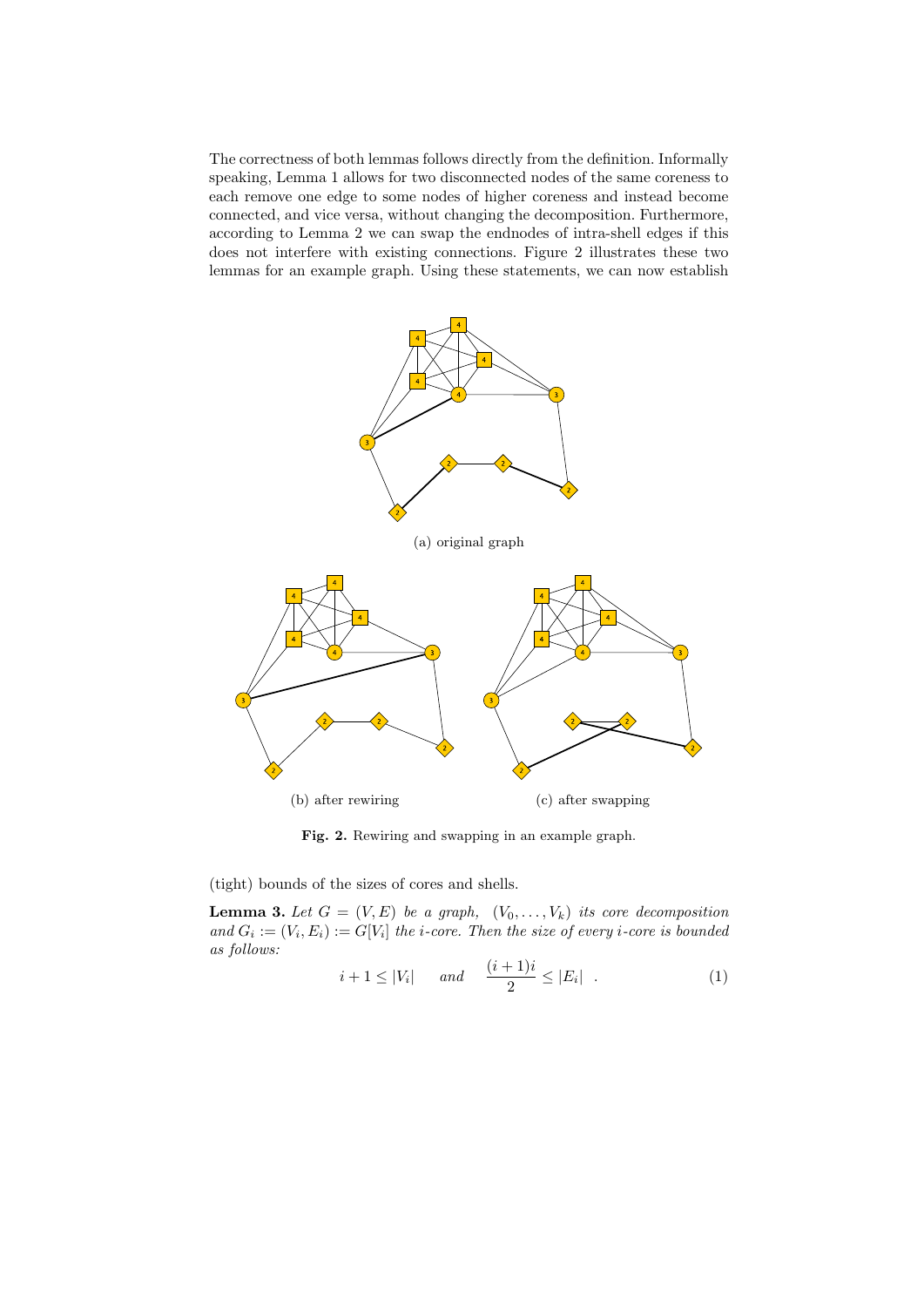The correctness of both lemmas follows directly from the definition. Informally speaking, Lemma 1 allows for two disconnected nodes of the same coreness to each remove one edge to some nodes of higher coreness and instead become connected, and vice versa, without changing the decomposition. Furthermore, according to Lemma 2 we can swap the endnodes of intra-shell edges if this does not interfere with existing connections. Figure 2 illustrates these two lemmas for an example graph. Using these statements, we can now establish

(a) original graph

(b) after rewiring

(c) after swapping

**Fig. 2.** Rewiring and swapping in an example graph.

(tight) bounds of the sizes of cores and shells.

**Lemma 3.** *Let $G = (V, E)$ be a graph, $(V_0, \ldots, V_k)$ its core decomposition and $G_i := (V_i, E_i) := G[V_i]$ the $i$-core. Then the size of every $i$-core is bounded as follows:*

$$i + 1 \leq |V_i| \qquad \text{and} \qquad \frac{(i+1)i}{2} \leq |E_i| \quad . \tag{1}$$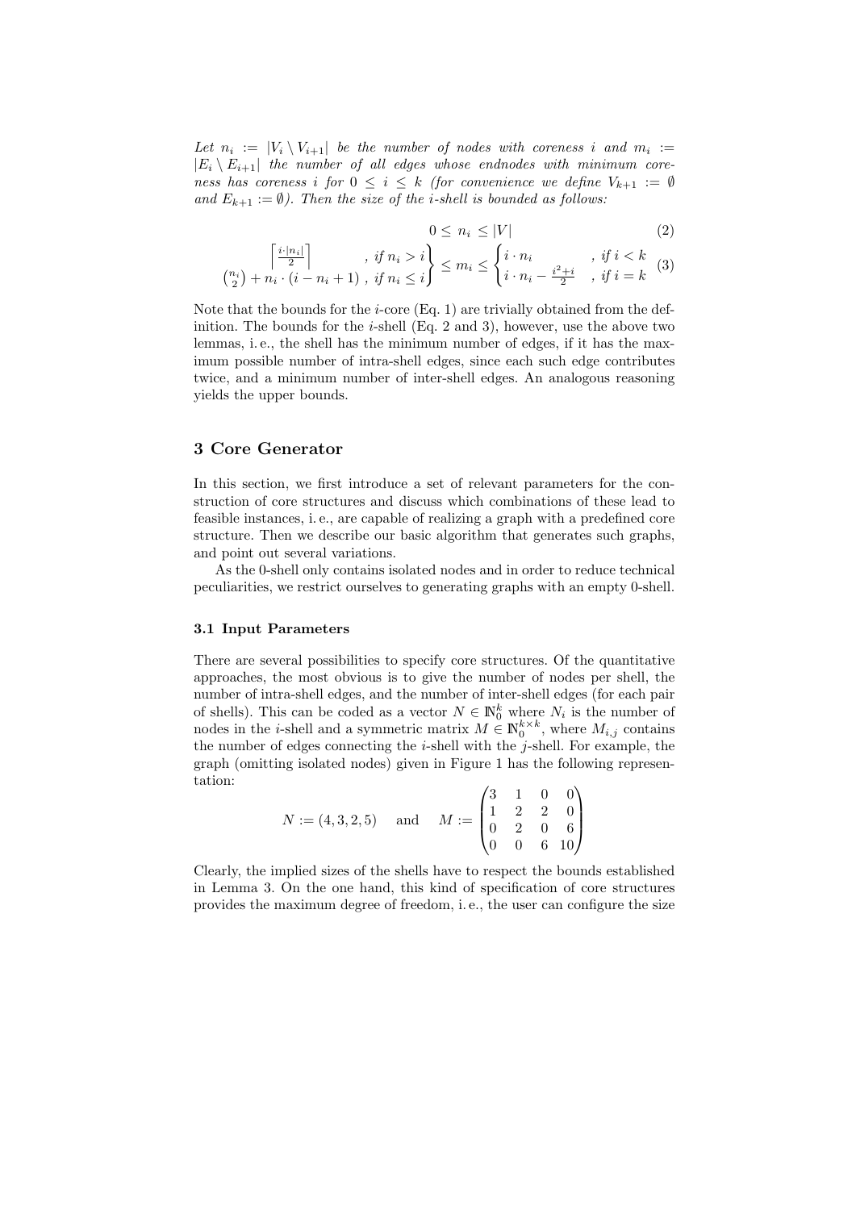*Let $n_i := |V_i \setminus V_{i+1}|$ be the number of nodes with coreness $i$ and $m_i := |E_i \setminus E_{i+1}|$ the number of all edges whose endnodes with minimum coreness has coreness $i$ for $0 \leq i \leq k$ (for convenience we define $V_{k+1} := \emptyset$ and $E_{k+1} := \emptyset$). Then the size of the $i$-shell is bounded as follows:*

$$0 \leq n_i \leq |V| \tag{2}$$

$$\left.\begin{matrix} \left\lceil \frac{i \cdot |n_i|}{2} \right\rceil & , \text{ if } n_i > i \\ \binom{n_i}{2} + n_i \cdot (i - n_i + 1) & , \text{ if } n_i \leq i \end{matrix}\right\} \leq m_i \leq \begin{cases} i \cdot n_i & , \text{ if } i < k \\ i \cdot n_i - \frac{i^2+i}{2} & , \text{ if } i = k \end{cases} \tag{3}$$

Note that the bounds for the $i$-core (Eq. 1) are trivially obtained from the definition. The bounds for the $i$-shell (Eq. 2 and 3), however, use the above two lemmas, i. e., the shell has the minimum number of edges, if it has the maximum possible number of intra-shell edges, since each such edge contributes twice, and a minimum number of inter-shell edges. An analogous reasoning yields the upper bounds.

## 3 Core Generator

In this section, we first introduce a set of relevant parameters for the construction of core structures and discuss which combinations of these lead to feasible instances, i. e., are capable of realizing a graph with a predefined core structure. Then we describe our basic algorithm that generates such graphs, and point out several variations.

As the 0-shell only contains isolated nodes and in order to reduce technical peculiarities, we restrict ourselves to generating graphs with an empty 0-shell.

### 3.1 Input Parameters

There are several possibilities to specify core structures. Of the quantitative approaches, the most obvious is to give the number of nodes per shell, the number of intra-shell edges, and the number of inter-shell edges (for each pair of shells). This can be coded as a vector $N \in \mathbb{N}_0^k$ where $N_i$ is the number of nodes in the $i$-shell and a symmetric matrix $M \in \mathbb{N}_0^{k \times k}$, where $M_{i,j}$ contains the number of edges connecting the $i$-shell with the $j$-shell. For example, the graph (omitting isolated nodes) given in Figure 1 has the following representation:

$$N := (4, 3, 2, 5) \quad \text{and} \quad M := \begin{pmatrix} 3 & 1 & 0 & 0 \\ 1 & 2 & 2 & 0 \\ 0 & 2 & 0 & 6 \\ 0 & 0 & 6 & 10 \end{pmatrix}$$

Clearly, the implied sizes of the shells have to respect the bounds established in Lemma 3. On the one hand, this kind of specification of core structures provides the maximum degree of freedom, i. e., the user can configure the size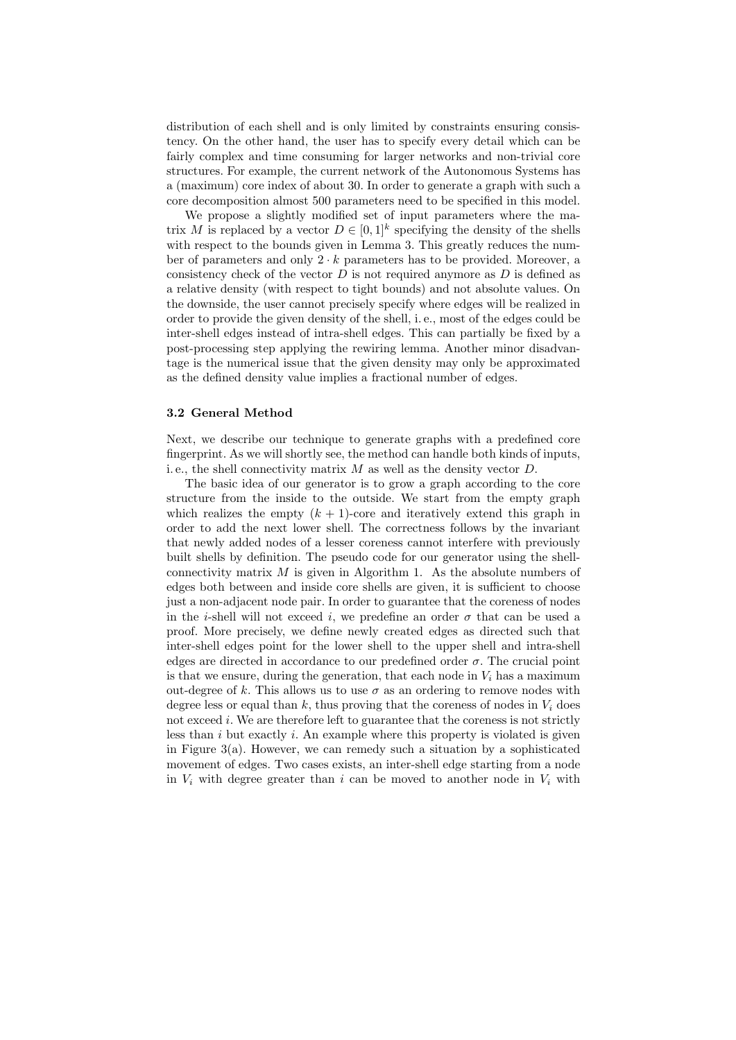distribution of each shell and is only limited by constraints ensuring consistency. On the other hand, the user has to specify every detail which can be fairly complex and time consuming for larger networks and non-trivial core structures. For example, the current network of the Autonomous Systems has a (maximum) core index of about 30. In order to generate a graph with such a core decomposition almost 500 parameters need to be specified in this model.

We propose a slightly modified set of input parameters where the matrix $M$ is replaced by a vector $D \in [0, 1]^k$ specifying the density of the shells with respect to the bounds given in Lemma 3. This greatly reduces the number of parameters and only $2 \cdot k$ parameters has to be provided. Moreover, a consistency check of the vector $D$ is not required anymore as $D$ is defined as a relative density (with respect to tight bounds) and not absolute values. On the downside, the user cannot precisely specify where edges will be realized in order to provide the given density of the shell, i. e., most of the edges could be inter-shell edges instead of intra-shell edges. This can partially be fixed by a post-processing step applying the rewiring lemma. Another minor disadvantage is the numerical issue that the given density may only be approximated as the defined density value implies a fractional number of edges.

### 3.2 General Method

Next, we describe our technique to generate graphs with a predefined core fingerprint. As we will shortly see, the method can handle both kinds of inputs, i. e., the shell connectivity matrix $M$ as well as the density vector $D$.

The basic idea of our generator is to grow a graph according to the core structure from the inside to the outside. We start from the empty graph which realizes the empty $(k + 1)$-core and iteratively extend this graph in order to add the next lower shell. The correctness follows by the invariant that newly added nodes of a lesser coreness cannot interfere with previously built shells by definition. The pseudo code for our generator using the shell-connectivity matrix $M$ is given in Algorithm 1. As the absolute numbers of edges both between and inside core shells are given, it is sufficient to choose just a non-adjacent node pair. In order to guarantee that the coreness of nodes in the $i$-shell will not exceed $i$, we predefine an order $\sigma$ that can be used a proof. More precisely, we define newly created edges as directed such that inter-shell edges point for the lower shell to the upper shell and intra-shell edges are directed in accordance to our predefined order $\sigma$. The crucial point is that we ensure, during the generation, that each node in $V_i$ has a maximum out-degree of $k$. This allows us to use $\sigma$ as an ordering to remove nodes with degree less or equal than $k$, thus proving that the coreness of nodes in $V_i$ does not exceed $i$. We are therefore left to guarantee that the coreness is not strictly less than $i$ but exactly $i$. An example where this property is violated is given in Figure 3(a). However, we can remedy such a situation by a sophisticated movement of edges. Two cases exists, an inter-shell edge starting from a node in $V_i$ with degree greater than $i$ can be moved to another node in $V_i$ with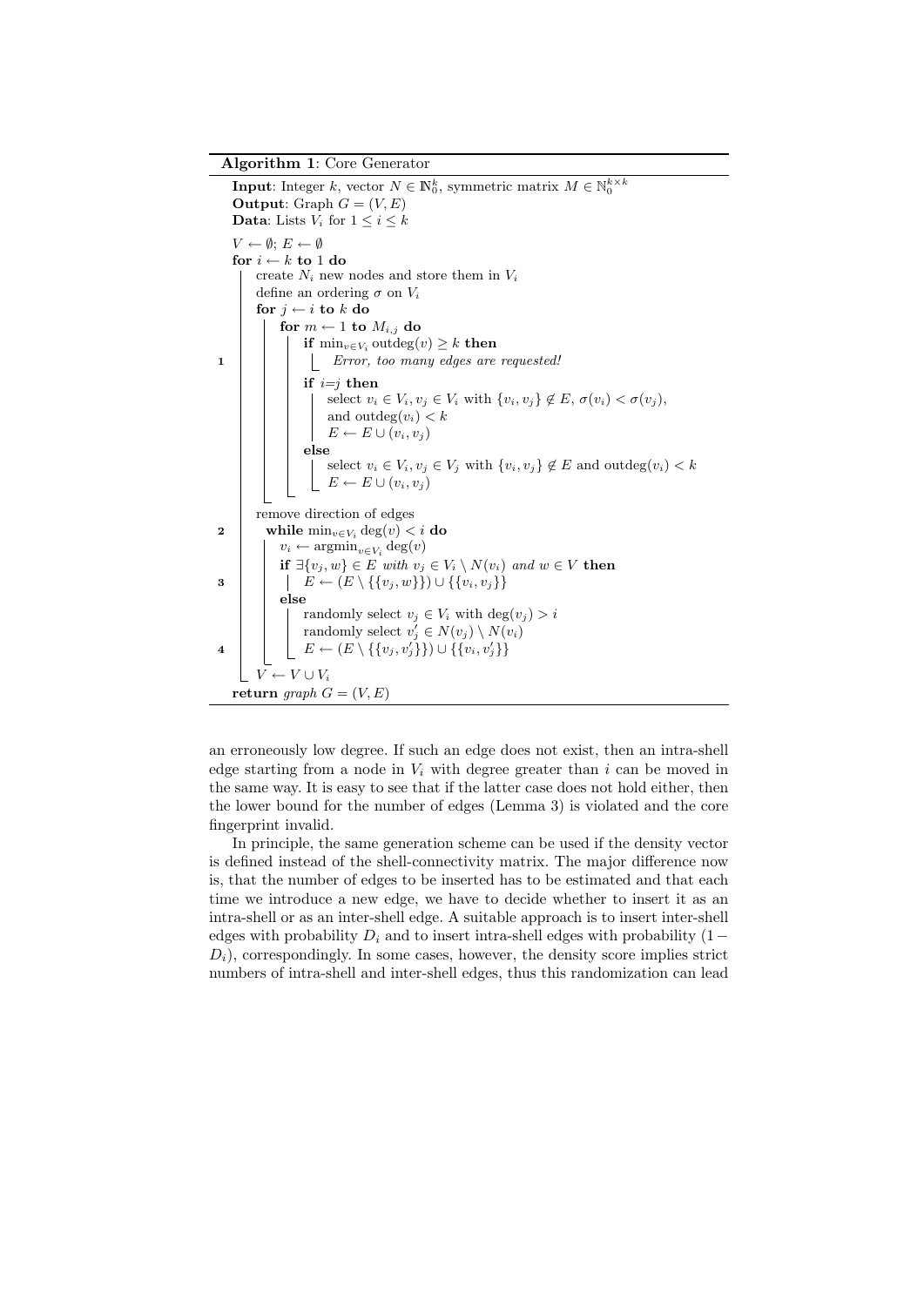**Algorithm 1**: Core Generator

```
Input: Integer k, vector N ∈ ℕ_0^k, symmetric matrix M ∈ ℕ_0^{k×k}
Output: Graph G = (V, E)
Data: Lists V_i for 1 ≤ i ≤ k

V ← ∅; E ← ∅
for i ← k to 1 do
    create N_i new nodes and store them in V_i
    define an ordering σ on V_i
    for j ← i to k do
        for m ← 1 to M_{i,j} do
            if min_{v∈V_i} outdeg(v) ≥ k then
1               Error, too many edges are requested!
            if i=j then
                select v_i ∈ V_i, v_j ∈ V_i with {v_i, v_j} ∉ E, σ(v_i) < σ(v_j),
                and outdeg(v_i) < k
                E ← E ∪ (v_i, v_j)
            else
                select v_i ∈ V_i, v_j ∈ V_j with {v_i, v_j} ∉ E and outdeg(v_i) < k
                E ← E ∪ (v_i, v_j)
    remove direction of edges
2   while min_{v∈V_i} deg(v) < i do
        v_i ← argmin_{v∈V_i} deg(v)
        if ∃{v_j, w} ∈ E with v_j ∈ V_i \ N(v_i) and w ∈ V then
3           E ← (E \ {{v_j, w}}) ∪ {{v_i, v_j}}
        else
            randomly select v_j ∈ V_i with deg(v_j) > i
            randomly select v'_j ∈ N(v_j) \ N(v_i)
4           E ← (E \ {{v_j, v'_j}}) ∪ {{v_i, v'_j}}
    V ← V ∪ V_i
return graph G = (V, E)
```

an erroneously low degree. If such an edge does not exist, then an intra-shell edge starting from a node in $V_i$ with degree greater than $i$ can be moved in the same way. It is easy to see that if the latter case does not hold either, then the lower bound for the number of edges (Lemma 3) is violated and the core fingerprint invalid.

In principle, the same generation scheme can be used if the density vector is defined instead of the shell-connectivity matrix. The major difference now is, that the number of edges to be inserted has to be estimated and that each time we introduce a new edge, we have to decide whether to insert it as an intra-shell or as an inter-shell edge. A suitable approach is to insert inter-shell edges with probability $D_i$ and to insert intra-shell edges with probability $(1 - D_i)$, correspondingly. In some cases, however, the density score implies strict numbers of intra-shell and inter-shell edges, thus this randomization can lead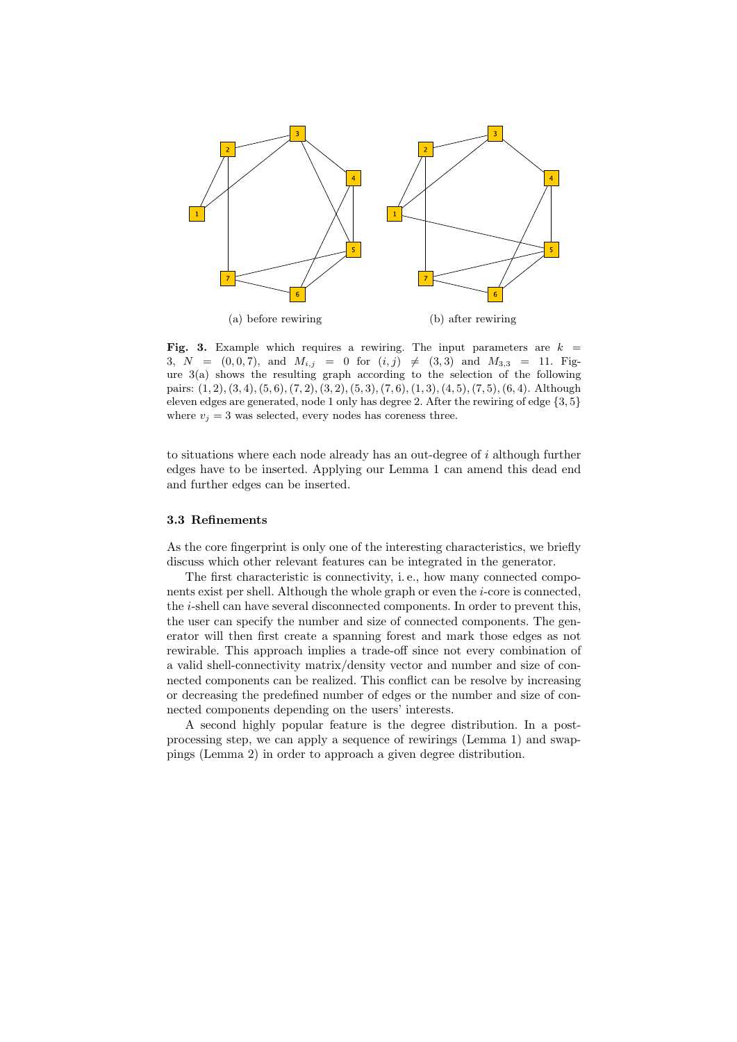(a) before rewiring

(b) after rewiring

**Fig. 3.** Example which requires a rewiring. The input parameters are $k = 3$, $N = (0, 0, 7)$, and $M_{i,j} = 0$ for $(i, j) \neq (3, 3)$ and $M_{3,3} = 11$. Figure 3(a) shows the resulting graph according to the selection of the following pairs: $(1, 2), (3, 4), (5, 6), (7, 2), (3, 2), (5, 3), (7, 6), (1, 3), (4, 5), (7, 5), (6, 4)$. Although eleven edges are generated, node 1 only has degree 2. After the rewiring of edge $\{3, 5\}$ where $v_j = 3$ was selected, every nodes has coreness three.

to situations where each node already has an out-degree of $i$ although further edges have to be inserted. Applying our Lemma 1 can amend this dead end and further edges can be inserted.

### 3.3 Refinements

As the core fingerprint is only one of the interesting characteristics, we briefly discuss which other relevant features can be integrated in the generator.

The first characteristic is connectivity, i. e., how many connected components exist per shell. Although the whole graph or even the $i$-core is connected, the $i$-shell can have several disconnected components. In order to prevent this, the user can specify the number and size of connected components. The generator will then first create a spanning forest and mark those edges as not rewirable. This approach implies a trade-off since not every combination of a valid shell-connectivity matrix/density vector and number and size of connected components can be realized. This conflict can be resolve by increasing or decreasing the predefined number of edges or the number and size of connected components depending on the users' interests.

A second highly popular feature is the degree distribution. In a post-processing step, we can apply a sequence of rewirings (Lemma 1) and swappings (Lemma 2) in order to approach a given degree distribution.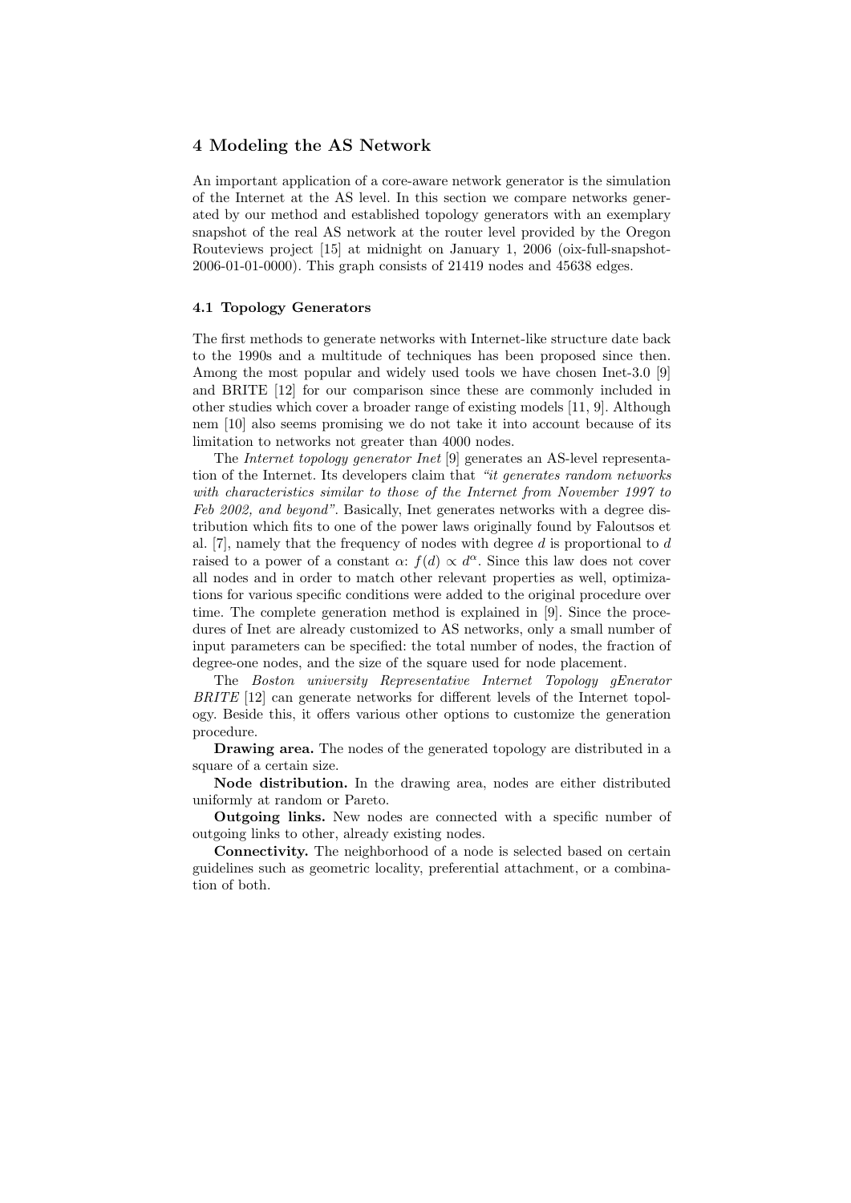## 4 Modeling the AS Network

An important application of a core-aware network generator is the simulation of the Internet at the AS level. In this section we compare networks generated by our method and established topology generators with an exemplary snapshot of the real AS network at the router level provided by the Oregon Routeviews project [15] at midnight on January 1, 2006 (oix-full-snapshot-2006-01-01-0000). This graph consists of 21419 nodes and 45638 edges.

### 4.1 Topology Generators

The first methods to generate networks with Internet-like structure date back to the 1990s and a multitude of techniques has been proposed since then. Among the most popular and widely used tools we have chosen Inet-3.0 [9] and BRITE [12] for our comparison since these are commonly included in other studies which cover a broader range of existing models [11, 9]. Although nem [10] also seems promising we do not take it into account because of its limitation to networks not greater than 4000 nodes.

The *Internet topology generator Inet* [9] generates an AS-level representation of the Internet. Its developers claim that *"it generates random networks with characteristics similar to those of the Internet from November 1997 to Feb 2002, and beyond"*. Basically, Inet generates networks with a degree distribution which fits to one of the power laws originally found by Faloutsos et al. [7], namely that the frequency of nodes with degree $d$ is proportional to $d$ raised to a power of a constant $\alpha$: $f(d) \propto d^{\alpha}$. Since this law does not cover all nodes and in order to match other relevant properties as well, optimizations for various specific conditions were added to the original procedure over time. The complete generation method is explained in [9]. Since the procedures of Inet are already customized to AS networks, only a small number of input parameters can be specified: the total number of nodes, the fraction of degree-one nodes, and the size of the square used for node placement.

The *Boston university Representative Internet Topology gEnerator BRITE* [12] can generate networks for different levels of the Internet topology. Beside this, it offers various other options to customize the generation procedure.

**Drawing area.** The nodes of the generated topology are distributed in a square of a certain size.

**Node distribution.** In the drawing area, nodes are either distributed uniformly at random or Pareto.

**Outgoing links.** New nodes are connected with a specific number of outgoing links to other, already existing nodes.

**Connectivity.** The neighborhood of a node is selected based on certain guidelines such as geometric locality, preferential attachment, or a combination of both.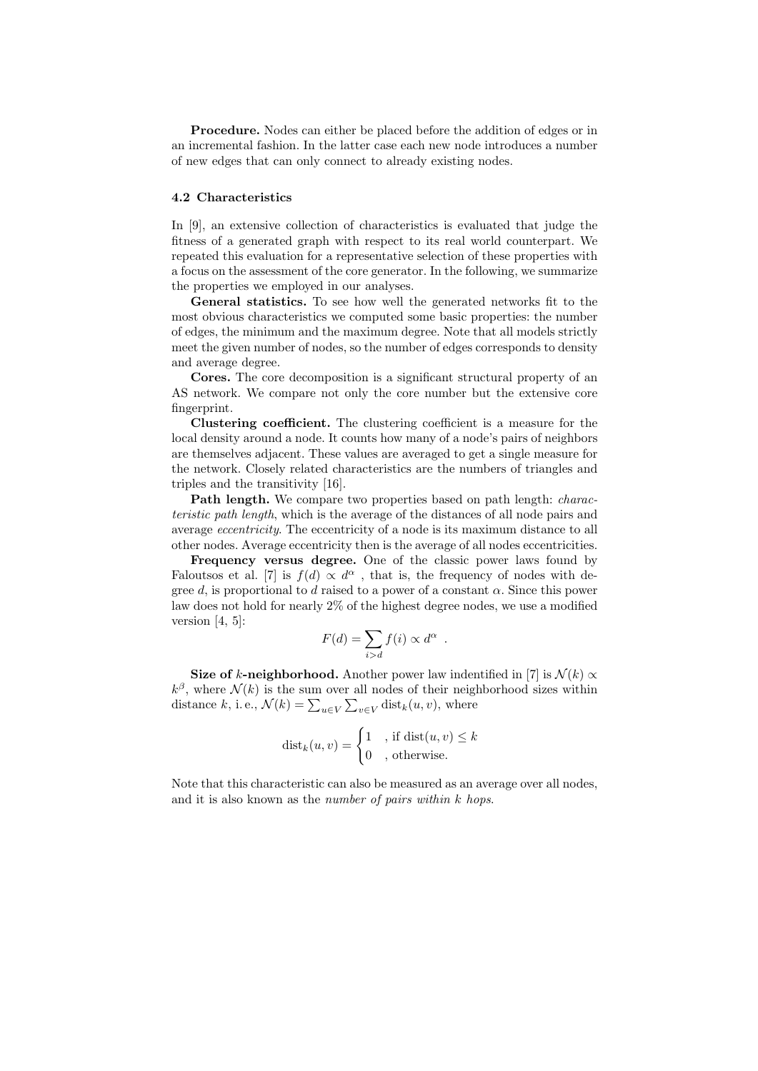**Procedure.** Nodes can either be placed before the addition of edges or in an incremental fashion. In the latter case each new node introduces a number of new edges that can only connect to already existing nodes.

### 4.2 Characteristics

In [9], an extensive collection of characteristics is evaluated that judge the fitness of a generated graph with respect to its real world counterpart. We repeated this evaluation for a representative selection of these properties with a focus on the assessment of the core generator. In the following, we summarize the properties we employed in our analyses.

**General statistics.** To see how well the generated networks fit to the most obvious characteristics we computed some basic properties: the number of edges, the minimum and the maximum degree. Note that all models strictly meet the given number of nodes, so the number of edges corresponds to density and average degree.

**Cores.** The core decomposition is a significant structural property of an AS network. We compare not only the core number but the extensive core fingerprint.

**Clustering coefficient.** The clustering coefficient is a measure for the local density around a node. It counts how many of a node's pairs of neighbors are themselves adjacent. These values are averaged to get a single measure for the network. Closely related characteristics are the numbers of triangles and triples and the transitivity [16].

**Path length.** We compare two properties based on path length: *characteristic path length*, which is the average of the distances of all node pairs and average *eccentricity*. The eccentricity of a node is its maximum distance to all other nodes. Average eccentricity then is the average of all nodes eccentricities.

**Frequency versus degree.** One of the classic power laws found by Faloutsos et al. [7] is $f(d) \propto d^{\alpha}$ , that is, the frequency of nodes with degree $d$, is proportional to $d$ raised to a power of a constant $\alpha$. Since this power law does not hold for nearly 2% of the highest degree nodes, we use a modified version [4, 5]:

$$F(d) = \sum_{i>d} f(i) \propto d^{\alpha} \ .$$

**Size of $k$-neighborhood.** Another power law indentified in [7] is $\mathcal{N}(k) \propto k^{\beta}$, where $\mathcal{N}(k)$ is the sum over all nodes of their neighborhood sizes within distance $k$, i. e., $\mathcal{N}(k) = \sum_{u \in V} \sum_{v \in V} \text{dist}_k(u, v)$, where

$$\text{dist}_k(u, v) = \begin{cases} 1 & \text{, if dist}(u, v) \leq k \\ 0 & \text{, otherwise.} \end{cases}$$

Note that this characteristic can also be measured as an average over all nodes, and it is also known as the *number of pairs within k hops*.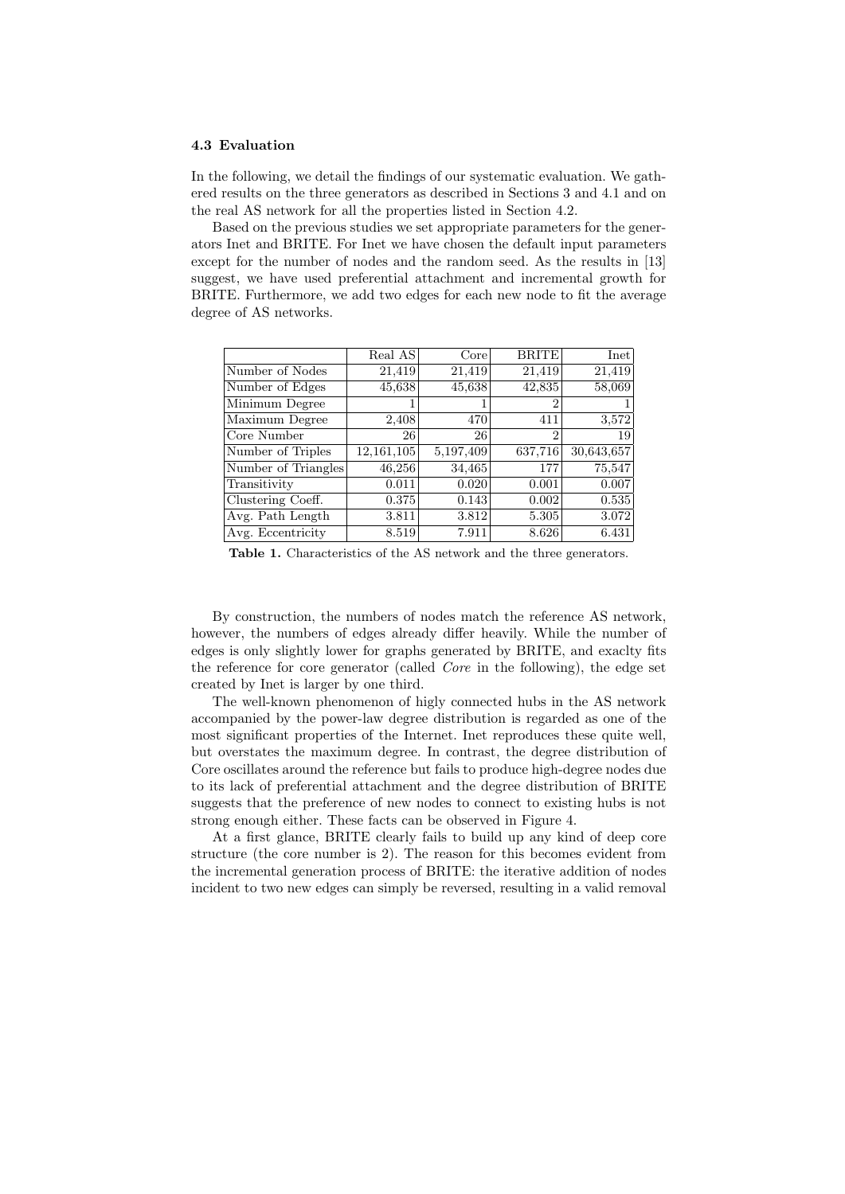### 4.3 Evaluation

In the following, we detail the findings of our systematic evaluation. We gathered results on the three generators as described in Sections 3 and 4.1 and on the real AS network for all the properties listed in Section 4.2.

Based on the previous studies we set appropriate parameters for the generators Inet and BRITE. For Inet we have chosen the default input parameters except for the number of nodes and the random seed. As the results in [13] suggest, we have used preferential attachment and incremental growth for BRITE. Furthermore, we add two edges for each new node to fit the average degree of AS networks.

| | Real AS | Core | BRITE | Inet |
|---|---|---|---|---|
| Number of Nodes | 21,419 | 21,419 | 21,419 | 21,419 |
| Number of Edges | 45,638 | 45,638 | 42,835 | 58,069 |
| Minimum Degree | 1 | 1 | 2 | 1 |
| Maximum Degree | 2,408 | 470 | 411 | 3,572 |
| Core Number | 26 | 26 | 2 | 19 |
| Number of Triples | 12,161,105 | 5,197,409 | 637,716 | 30,643,657 |
| Number of Triangles | 46,256 | 34,465 | 177 | 75,547 |
| Transitivity | 0.011 | 0.020 | 0.001 | 0.007 |
| Clustering Coeff. | 0.375 | 0.143 | 0.002 | 0.535 |
| Avg. Path Length | 3.811 | 3.812 | 5.305 | 3.072 |
| Avg. Eccentricity | 8.519 | 7.911 | 8.626 | 6.431 |

**Table 1.** Characteristics of the AS network and the three generators.

By construction, the numbers of nodes match the reference AS network, however, the numbers of edges already differ heavily. While the number of edges is only slightly lower for graphs generated by BRITE, and exaclty fits the reference for core generator (called *Core* in the following), the edge set created by Inet is larger by one third.

The well-known phenomenon of higly connected hubs in the AS network accompanied by the power-law degree distribution is regarded as one of the most significant properties of the Internet. Inet reproduces these quite well, but overstates the maximum degree. In contrast, the degree distribution of Core oscillates around the reference but fails to produce high-degree nodes due to its lack of preferential attachment and the degree distribution of BRITE suggests that the preference of new nodes to connect to existing hubs is not strong enough either. These facts can be observed in Figure 4.

At a first glance, BRITE clearly fails to build up any kind of deep core structure (the core number is 2). The reason for this becomes evident from the incremental generation process of BRITE: the iterative addition of nodes incident to two new edges can simply be reversed, resulting in a valid removal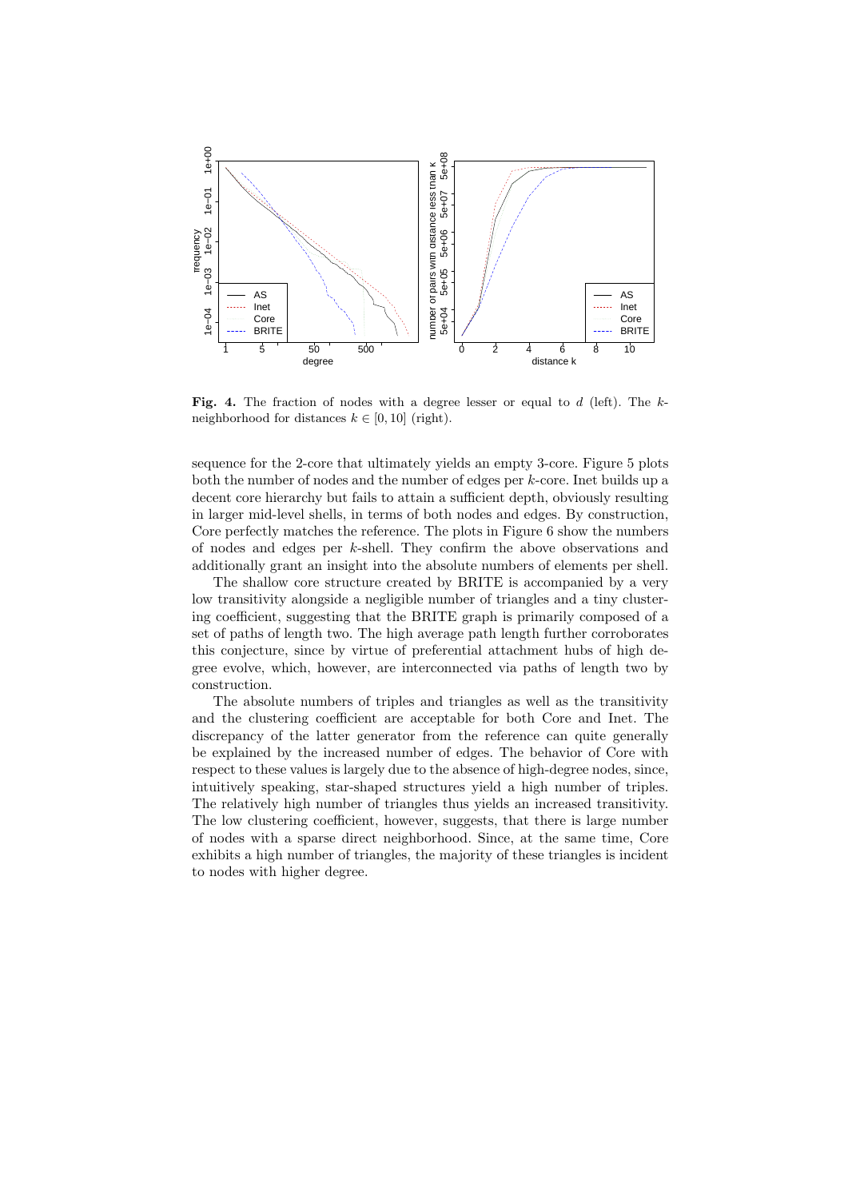**Fig. 4.** The fraction of nodes with a degree lesser or equal to $d$ (left). The $k$-neighborhood for distances $k \in [0, 10]$ (right).

sequence for the 2-core that ultimately yields an empty 3-core. Figure 5 plots both the number of nodes and the number of edges per $k$-core. Inet builds up a decent core hierarchy but fails to attain a sufficient depth, obviously resulting in larger mid-level shells, in terms of both nodes and edges. By construction, Core perfectly matches the reference. The plots in Figure 6 show the numbers of nodes and edges per $k$-shell. They confirm the above observations and additionally grant an insight into the absolute numbers of elements per shell.

The shallow core structure created by BRITE is accompanied by a very low transitivity alongside a negligible number of triangles and a tiny clustering coefficient, suggesting that the BRITE graph is primarily composed of a set of paths of length two. The high average path length further corroborates this conjecture, since by virtue of preferential attachment hubs of high degree evolve, which, however, are interconnected via paths of length two by construction.

The absolute numbers of triples and triangles as well as the transitivity and the clustering coefficient are acceptable for both Core and Inet. The discrepancy of the latter generator from the reference can quite generally be explained by the increased number of edges. The behavior of Core with respect to these values is largely due to the absence of high-degree nodes, since, intuitively speaking, star-shaped structures yield a high number of triples. The relatively high number of triangles thus yields an increased transitivity. The low clustering coefficient, however, suggests, that there is large number of nodes with a sparse direct neighborhood. Since, at the same time, Core exhibits a high number of triangles, the majority of these triangles is incident to nodes with higher degree.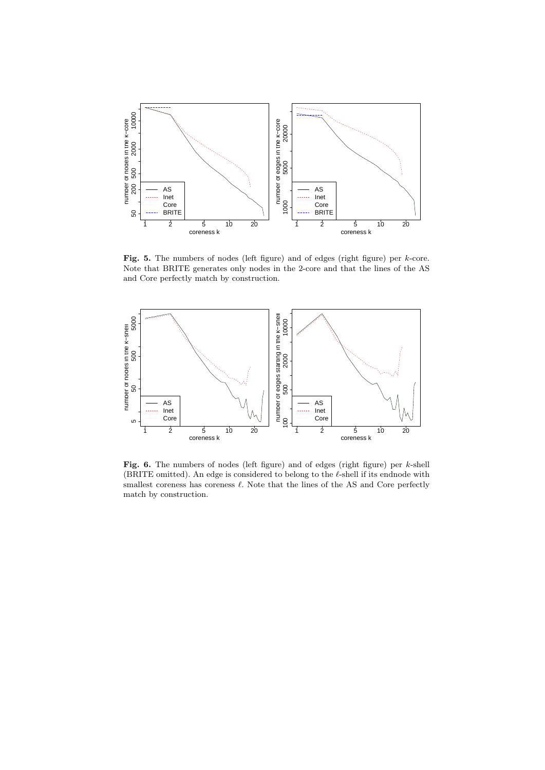**Fig. 5.** The numbers of nodes (left figure) and of edges (right figure) per $k$-core. Note that BRITE generates only nodes in the 2-core and that the lines of the AS and Core perfectly match by construction.

**Fig. 6.** The numbers of nodes (left figure) and of edges (right figure) per $k$-shell (BRITE omitted). An edge is considered to belong to the $\ell$-shell if its endnode with smallest coreness has coreness $\ell$. Note that the lines of the AS and Core perfectly match by construction.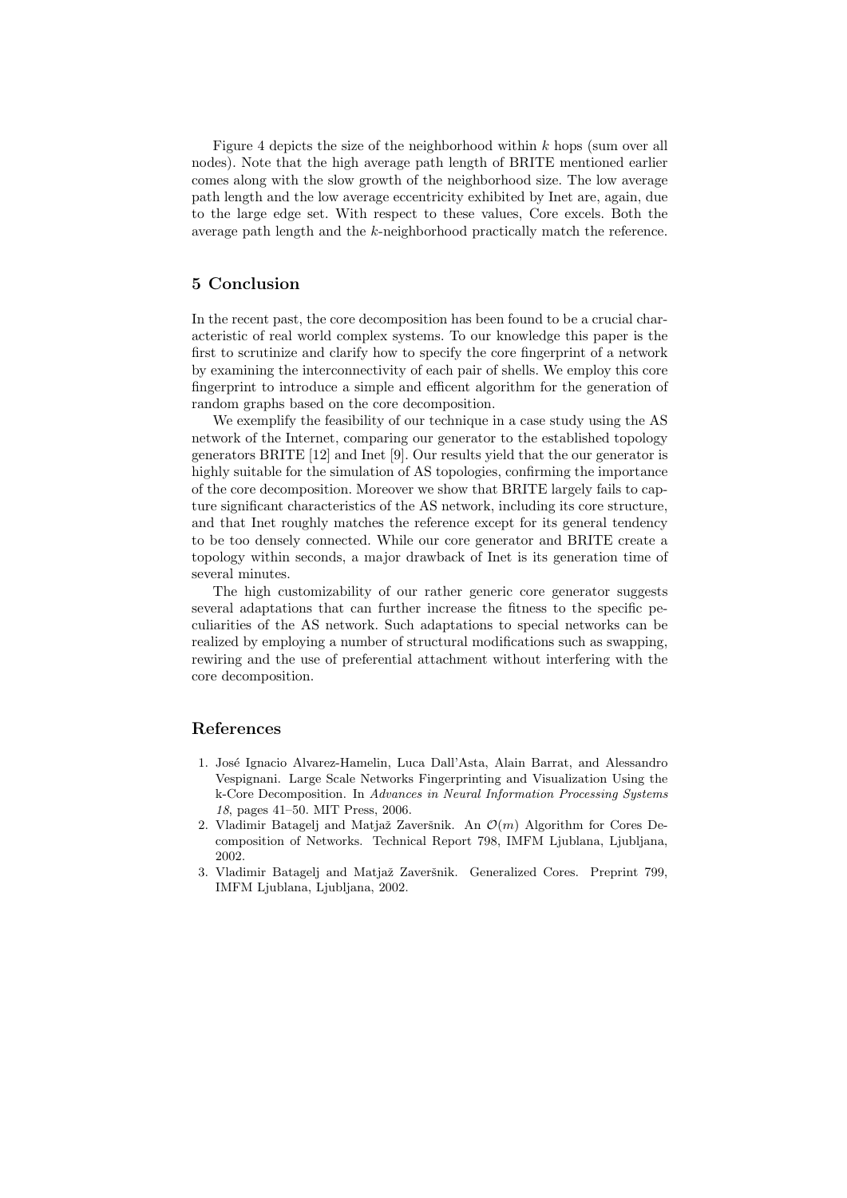Figure 4 depicts the size of the neighborhood within $k$ hops (sum over all nodes). Note that the high average path length of BRITE mentioned earlier comes along with the slow growth of the neighborhood size. The low average path length and the low average eccentricity exhibited by Inet are, again, due to the large edge set. With respect to these values, Core excels. Both the average path length and the $k$-neighborhood practically match the reference.

## 5 Conclusion

In the recent past, the core decomposition has been found to be a crucial characteristic of real world complex systems. To our knowledge this paper is the first to scrutinize and clarify how to specify the core fingerprint of a network by examining the interconnectivity of each pair of shells. We employ this core fingerprint to introduce a simple and efficent algorithm for the generation of random graphs based on the core decomposition.

We exemplify the feasibility of our technique in a case study using the AS network of the Internet, comparing our generator to the established topology generators BRITE [12] and Inet [9]. Our results yield that the our generator is highly suitable for the simulation of AS topologies, confirming the importance of the core decomposition. Moreover we show that BRITE largely fails to capture significant characteristics of the AS network, including its core structure, and that Inet roughly matches the reference except for its general tendency to be too densely connected. While our core generator and BRITE create a topology within seconds, a major drawback of Inet is its generation time of several minutes.

The high customizability of our rather generic core generator suggests several adaptations that can further increase the fitness to the specific peculiarities of the AS network. Such adaptations to special networks can be realized by employing a number of structural modifications such as swapping, rewiring and the use of preferential attachment without interfering with the core decomposition.

## References

1. José Ignacio Alvarez-Hamelin, Luca Dall'Asta, Alain Barrat, and Alessandro Vespignani. Large Scale Networks Fingerprinting and Visualization Using the k-Core Decomposition. In *Advances in Neural Information Processing Systems 18*, pages 41–50. MIT Press, 2006.
2. Vladimir Batagelj and Matjaž Zaveršnik. An $\mathcal{O}(m)$ Algorithm for Cores Decomposition of Networks. Technical Report 798, IMFM Ljublana, Ljubljana, 2002.
3. Vladimir Batagelj and Matjaž Zaveršnik. Generalized Cores. Preprint 799, IMFM Ljublana, Ljubljana, 2002.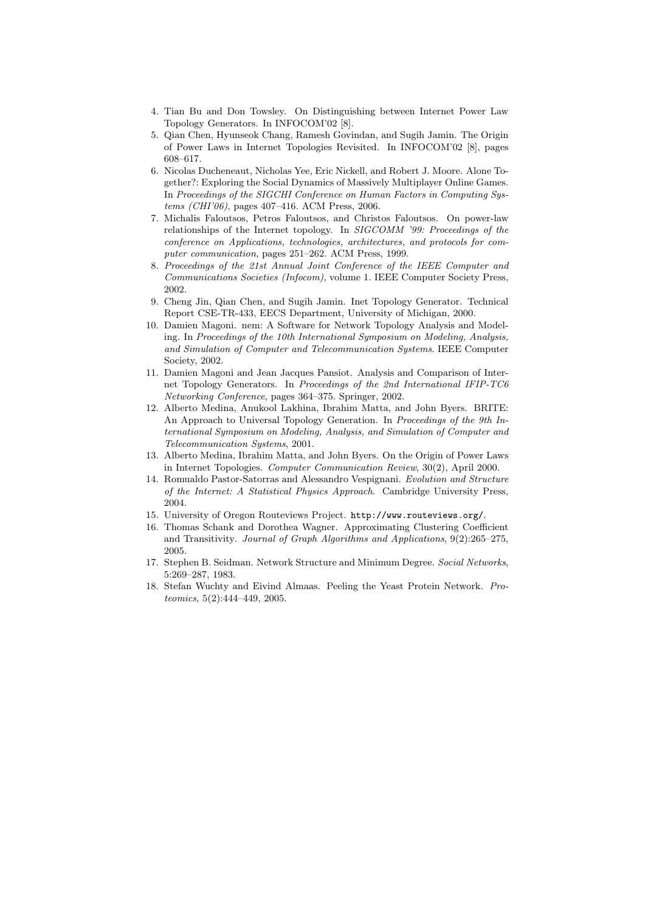4. Tian Bu and Don Towsley. On Distinguishing between Internet Power Law Topology Generators. In INFOCOM'02 [8].
5. Qian Chen, Hyunseok Chang, Ramesh Govindan, and Sugih Jamin. The Origin of Power Laws in Internet Topologies Revisited. In INFOCOM'02 [8], pages 608–617.
6. Nicolas Ducheneaut, Nicholas Yee, Eric Nickell, and Robert J. Moore. Alone Together?: Exploring the Social Dynamics of Massively Multiplayer Online Games. In *Proceedings of the SIGCHI Conference on Human Factors in Computing Systems (CHI'06)*, pages 407–416. ACM Press, 2006.
7. Michalis Faloutsos, Petros Faloutsos, and Christos Faloutsos. On power-law relationships of the Internet topology. In *SIGCOMM '99: Proceedings of the conference on Applications, technologies, architectures, and protocols for computer communication*, pages 251–262. ACM Press, 1999.
8. *Proceedings of the 21st Annual Joint Conference of the IEEE Computer and Communications Societies (Infocom)*, volume 1. IEEE Computer Society Press, 2002.
9. Cheng Jin, Qian Chen, and Sugih Jamin. Inet Topology Generator. Technical Report CSE-TR-433, EECS Department, University of Michigan, 2000.
10. Damien Magoni. nem: A Software for Network Topology Analysis and Modeling. In *Proceedings of the 10th International Symposium on Modeling, Analysis, and Simulation of Computer and Telecommunication Systems*. IEEE Computer Society, 2002.
11. Damien Magoni and Jean Jacques Pansiot. Analysis and Comparison of Internet Topology Generators. In *Proceedings of the 2nd International IFIP-TC6 Networking Conference*, pages 364–375. Springer, 2002.
12. Alberto Medina, Anukool Lakhina, Ibrahim Matta, and John Byers. BRITE: An Approach to Universal Topology Generation. In *Proceedings of the 9th International Symposium on Modeling, Analysis, and Simulation of Computer and Telecommunication Systems*, 2001.
13. Alberto Medina, Ibrahim Matta, and John Byers. On the Origin of Power Laws in Internet Topologies. *Computer Communication Review*, 30(2), April 2000.
14. Romualdo Pastor-Satorras and Alessandro Vespignani. *Evolution and Structure of the Internet: A Statistical Physics Approach*. Cambridge University Press, 2004.
15. University of Oregon Routeviews Project. `http://www.routeviews.org/`.
16. Thomas Schank and Dorothea Wagner. Approximating Clustering Coefficient and Transitivity. *Journal of Graph Algorithms and Applications*, 9(2):265–275, 2005.
17. Stephen B. Seidman. Network Structure and Minimum Degree. *Social Networks*, 5:269–287, 1983.
18. Stefan Wuchty and Eivind Almaas. Peeling the Yeast Protein Network. *Proteomics*, 5(2):444–449, 2005.